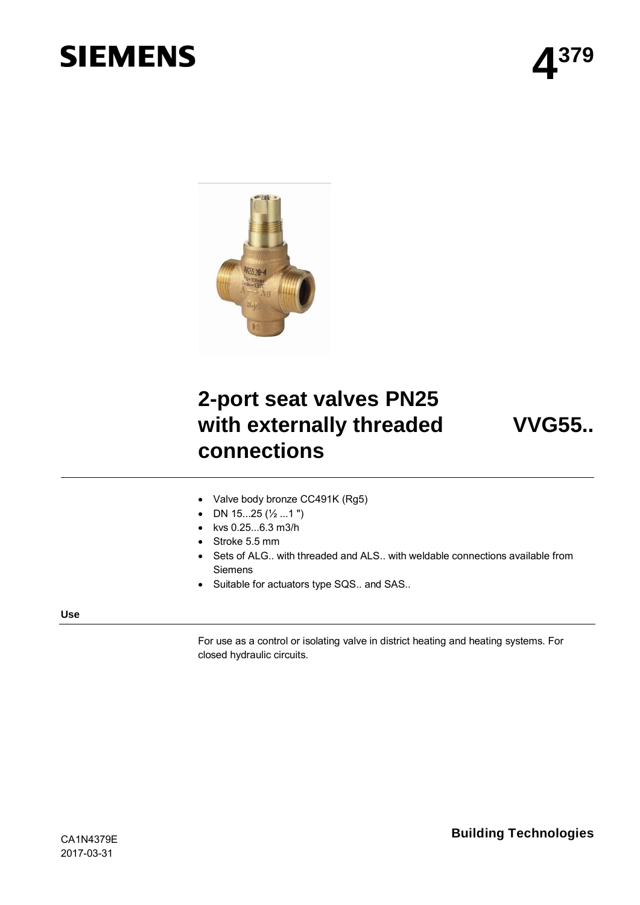SIEMENS

# 4379

# 2-port seat valves PN25 with externally threaded connections

# VVG55..

- Valve body bronze CC491K (Rg5)
- DN 15...25 (½ ...1 ")
- kvs 0.25...6.3 m3/h
- Stroke 5.5 mm
- Sets of ALG.. with threaded and ALS.. with weldable connections available from Siemens
- Suitable for actuators type SQS.. and SAS..

## Use

For use as a control or isolating valve in district heating and heating systems. For closed hydraulic circuits.

CA1N4379E
2017-03-31

Building Technologies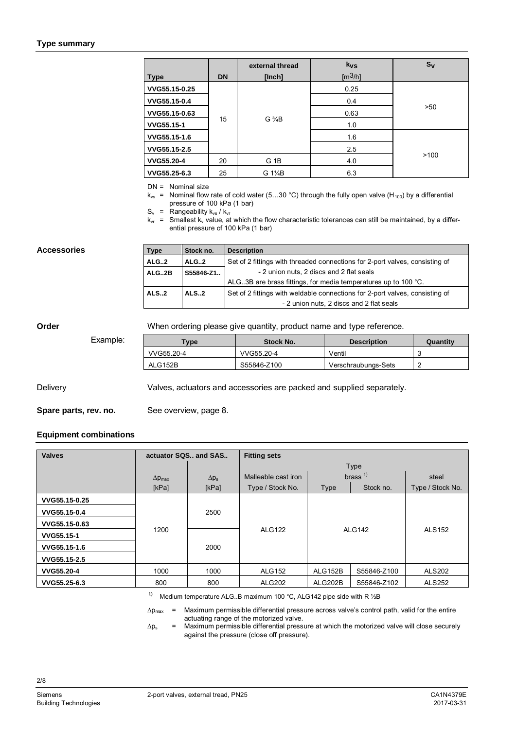## Type summary

| Type | DN | external thread [Inch] | $k_{VS}$ [$m^3$/h] | $S_V$ |
|---|---|---|---|---|
| VVG55.15-0.25 | 15 | G ¾B | 0.25 | >50 |
| VVG55.15-0.4 | | | 0.4 | |
| VVG55.15-0.63 | | | 0.63 | |
| VVG55.15-1 | | | 1.0 | |
| VVG55.15-1.6 | | | 1.6 | >100 |
| VVG55.15-2.5 | | | 2.5 | |
| VVG55.20-4 | 20 | G 1B | 4.0 | |
| VVG55.25-6.3 | 25 | G 1¼B | 6.3 | |

DN = Nominal size
$k_{vs}$ = Nominal flow rate of cold water (5…30 °C) through the fully open valve ($H_{100}$) by a differential pressure of 100 kPa (1 bar)
$S_v$ = Rangeability $k_{vs}$ / $k_{vr}$
$k_{vr}$ = Smallest $k_v$ value, at which the flow characteristic tolerances can still be maintained, by a differential pressure of 100 kPa (1 bar)

**Accessories**

| Type | Stock no. | Description |
|---|---|---|
| ALG..2 | ALG..2 | Set of 2 fittings with threaded connections for 2-port valves, consisting of - 2 union nuts, 2 discs and 2 flat seals |
| ALG..2B | S55846-Z1.. | ALG..3B are brass fittings, for media temperatures up to 100 °C. |
| ALS..2 | ALS..2 | Set of 2 fittings with weldable connections for 2-port valves, consisting of - 2 union nuts, 2 discs and 2 flat seals |

**Order**

When ordering please give quantity, product name and type reference.

Example:

| Type | Stock No. | Description | Quantity |
|---|---|---|---|
| VVG55.20-4 | VVG55.20-4 | Ventil | 3 |
| ALG152B | S55846-Z100 | Verschraubungs-Sets | 2 |

Delivery

Valves, actuators and accessories are packed and supplied separately.

**Spare parts, rev. no.** See overview, page 8.

## Equipment combinations

| Valves | actuator SQS.. and SAS.. | | Fitting sets | | | |
|---|---|---|---|---|---|---|
| | | | Type | | | |
| | $\Delta p_{max}$ [kPa] | $\Delta p_s$ [kPa] | Malleable cast iron Type / Stock No. | brass [1] Type | brass [1] Stock no. | steel Type / Stock No. |
| VVG55.15-0.25 | 1200 | 2500 | ALG122 | ALG142 | | ALS152 |
| VVG55.15-0.4 | | | | | | |
| VVG55.15-0.63 | | | | | | |
| VVG55.15-1 | | 2000 | | | | |
| VVG55.15-1.6 | | | | | | |
| VVG55.15-2.5 | | | | | | |
| VVG55.20-4 | 1000 | 1000 | ALG152 | ALG152B | S55846-Z100 | ALS202 |
| VVG55.25-6.3 | 800 | 800 | ALG202 | ALG202B | S55846-Z102 | ALS252 |

[1] Medium temperature ALG..B maximum 100 °C, ALG142 pipe side with R ½B

$\Delta p_{max}$ = Maximum permissible differential pressure across valve's control path, valid for the entire actuating range of the motorized valve.
$\Delta p_s$ = Maximum permissible differential pressure at which the motorized valve will close securely against the pressure (close off pressure).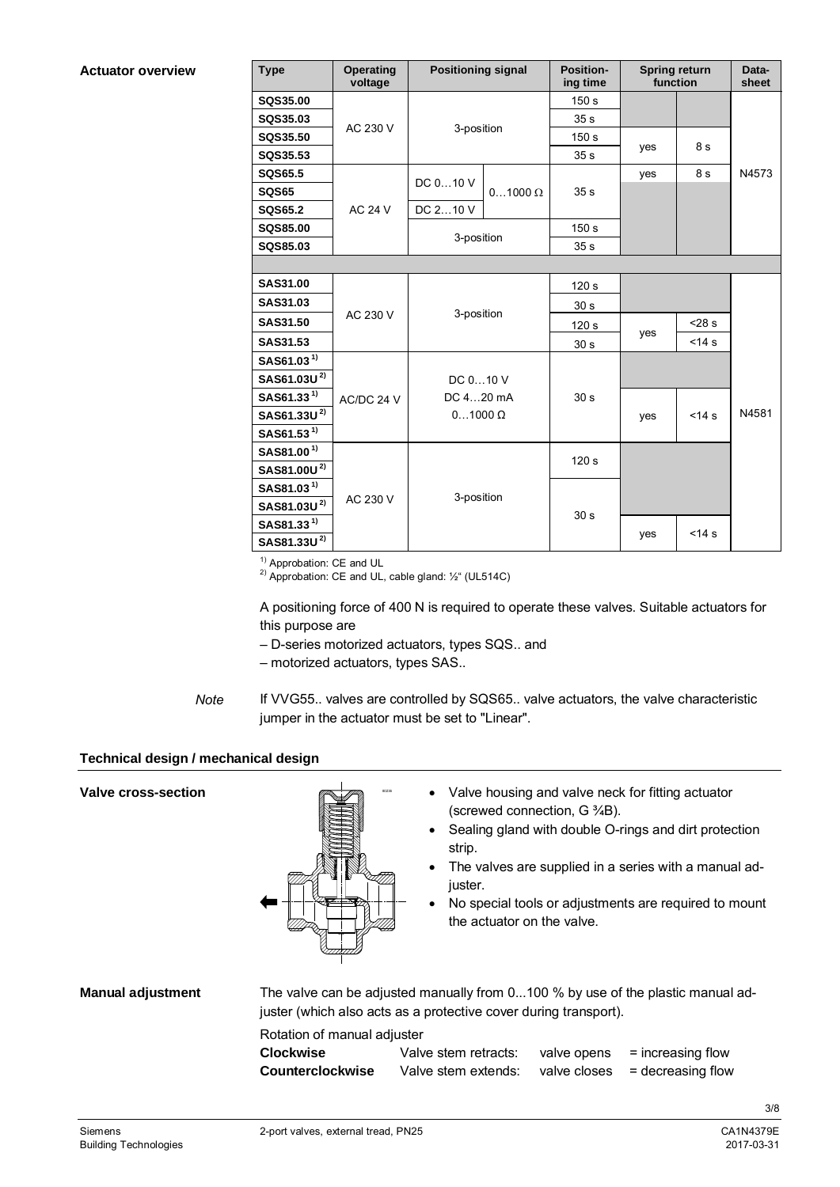**Actuator overview**

| Type | Operating voltage | Positioning signal | | Positioning time | Spring return function | | Datasheet |
|---|---|---|---|---|---|---|---|
| SQS35.00 | AC 230 V | 3-position | | 150 s | | | N4573 |
| SQS35.03 | | | | 35 s | | | |
| SQS35.50 | | | | 150 s | yes | 8 s | |
| SQS35.53 | | | | 35 s | | | |
| SQS65.5 | AC 24 V | DC 0…10 V | 0…1000 Ω | 35 s | yes | 8 s | |
| SQS65 | | | | | | | |
| SQS65.2 | | DC 2…10 V | | | | | |
| SQS85.00 | | 3-position | | 150 s | | | |
| SQS85.03 | | | | 35 s | | | |
| SAS31.00 | AC 230 V | 3-position | | 120 s | | | N4581 |
| SAS31.03 | | | | 30 s | | | |
| SAS31.50 | | | | 120 s | yes | <28 s | |
| SAS31.53 | | | | 30 s | | <14 s | |
| SAS61.03 [1] | AC/DC 24 V | DC 0…10 V<br>DC 4…20 mA<br>0…1000 Ω | | 30 s | | | |
| SAS61.03U [2] | | | | | | | |
| SAS61.33 [1] | | | | | yes | <14 s | |
| SAS61.33U [2] | | | | | | | |
| SAS61.53 [1] | | | | | | | |
| SAS81.00 [1] | AC 230 V | 3-position | | 120 s | | | |
| SAS81.00U [2] | | | | | | | |
| SAS81.03 [1] | | | | 30 s | | | |
| SAS81.03U [2] | | | | | | | |
| SAS81.33 [1] | | | | | yes | <14 s | |
| SAS81.33U [2] | | | | | | | |

[1] Approbation: CE and UL
[2] Approbation: CE and UL, cable gland: ½" (UL514C)

A positioning force of 400 N is required to operate these valves. Suitable actuators for this purpose are
– D-series motorized actuators, types SQS.. and
– motorized actuators, types SAS..

*Note* If VVG55.. valves are controlled by SQS65.. valve actuators, the valve characteristic jumper in the actuator must be set to "Linear".

## Technical design / mechanical design

**Valve cross-section**

- Valve housing and valve neck for fitting actuator (screwed connection, G ¾B).
- Sealing gland with double O-rings and dirt protection strip.
- The valves are supplied in a series with a manual adjuster.
- No special tools or adjustments are required to mount the actuator on the valve.

**Manual adjustment**

The valve can be adjusted manually from 0...100 % by use of the plastic manual adjuster (which also acts as a protective cover during transport).

Rotation of manual adjuster

| | | | |
|---|---|---|---|
| **Clockwise** | Valve stem retracts: | valve opens | = increasing flow |
| **Counterclockwise** | Valve stem extends: | valve closes | = decreasing flow |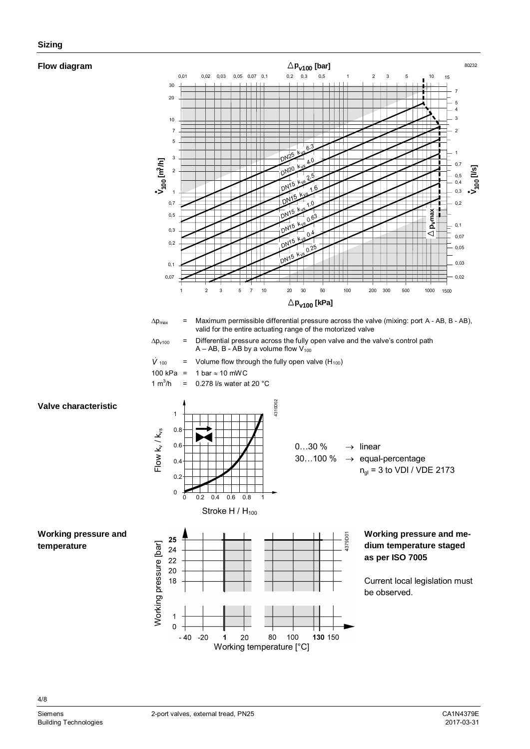## Sizing

### Flow diagram

$\Delta p_{max}$ = Maximum permissible differential pressure across the valve (mixing: port A - AB, B - AB), valid for the entire actuating range of the motorized valve

$\Delta p_{v100}$ = Differential pressure across the fully open valve and the valve's control path A – AB, B - AB by a volume flow $V_{100}$

$\dot{V}_{100}$ = Volume flow through the fully open valve ($H_{100}$)

100 kPa = 1 bar ≈ 10 mWC

1 $m^3/h$ = 0.278 l/s water at 20 °C

### Valve characteristic

0…30 % → linear

30…100 % → equal-percentage

$n_{gl}$ = 3 to VDI / VDE 2173

### Working pressure and temperature

**Working pressure and medium temperature staged as per ISO 7005**

Current local legislation must be observed.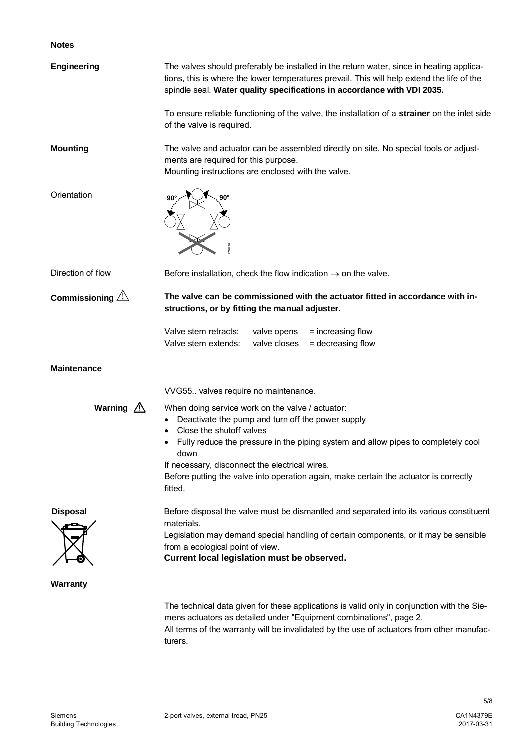## Notes

**Engineering**

The valves should preferably be installed in the return water, since in heating applications, this is where the lower temperatures prevail. This will help extend the life of the spindle seal. **Water quality specifications in accordance with VDI 2035.**

To ensure reliable functioning of the valve, the installation of a **strainer** on the inlet side of the valve is required.

**Mounting**

The valve and actuator can be assembled directly on site. No special tools or adjustments are required for this purpose.
Mounting instructions are enclosed with the valve.

Orientation

Direction of flow

Before installation, check the flow indication → on the valve.

**Commissioning** ⚠

**The valve can be commissioned with the actuator fitted in accordance with instructions, or by fitting the manual adjuster.**

| | | |
|---|---|---|
| Valve stem retracts: | valve opens | = increasing flow |
| Valve stem extends: | valve closes | = decreasing flow |

## Maintenance

VVG55.. valves require no maintenance.

**Warning** ⚠

When doing service work on the valve / actuator:

- Deactivate the pump and turn off the power supply
- Close the shutoff valves
- Fully reduce the pressure in the piping system and allow pipes to completely cool down

If necessary, disconnect the electrical wires.
Before putting the valve into operation again, make certain the actuator is correctly fitted.

**Disposal**

Before disposal the valve must be dismantled and separated into its various constituent materials.
Legislation may demand special handling of certain components, or it may be sensible from a ecological point of view.
**Current local legislation must be observed.**

## Warranty

The technical data given for these applications is valid only in conjunction with the Siemens actuators as detailed under "Equipment combinations", page 2.
All terms of the warranty will be invalidated by the use of actuators from other manufacturers.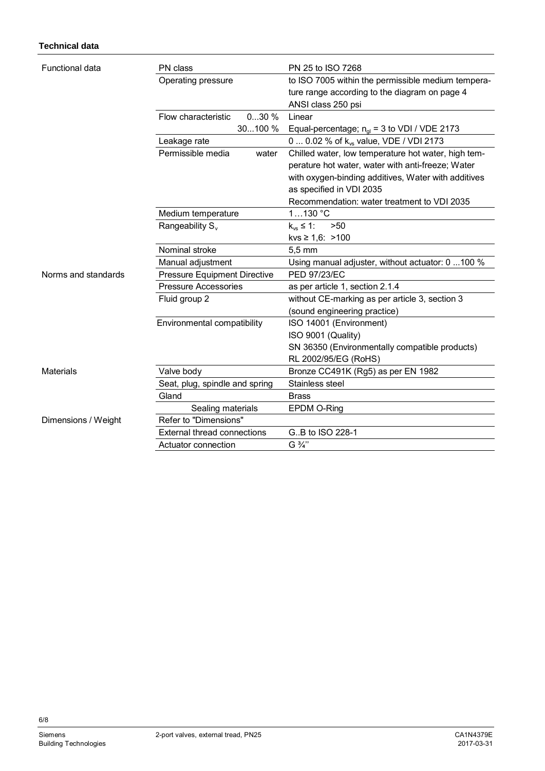**Technical data**

| | | |
|---|---|---|
| Functional data | PN class | PN 25 to ISO 7268 |
| | Operating pressure | to ISO 7005 within the permissible medium temperature range according to the diagram on page 4<br>ANSI class 250 psi |
| | Flow characteristic 0...30 % | Linear |
| | 30...100 % | Equal-percentage; $n_{gl}$ = 3 to VDI / VDE 2173 |
| | Leakage rate | 0 ... 0.02 % of $k_{vs}$ value, VDE / VDI 2173 |
| | Permissible media water | Chilled water, low temperature hot water, high temperature hot water, water with anti-freeze; Water with oxygen-binding additives, Water with additives as specified in VDI 2035<br>Recommendation: water treatment to VDI 2035 |
| | Medium temperature | 1…130 °C |
| | Rangeability $S_v$ | $k_{vs}$ ≤ 1: >50<br>kvs ≥ 1,6: >100 |
| | Nominal stroke | 5,5 mm |
| | Manual adjustment | Using manual adjuster, without actuator: 0 ...100 % |
| Norms and standards | Pressure Equipment Directive | PED 97/23/EC |
| | Pressure Accessories | as per article 1, section 2.1.4 |
| | Fluid group 2 | without CE-marking as per article 3, section 3 (sound engineering practice) |
| | Environmental compatibility | ISO 14001 (Environment)<br>ISO 9001 (Quality)<br>SN 36350 (Environmentally compatible products)<br>RL 2002/95/EG (RoHS) |
| Materials | Valve body | Bronze CC491K (Rg5) as per EN 1982 |
| | Seat, plug, spindle and spring | Stainless steel |
| | Gland | Brass |
| | Sealing materials | EPDM O-Ring |
| Dimensions / Weight | Refer to "Dimensions" | |
| | External thread connections | G..B to ISO 228-1 |
| | Actuator connection | G ¾'' |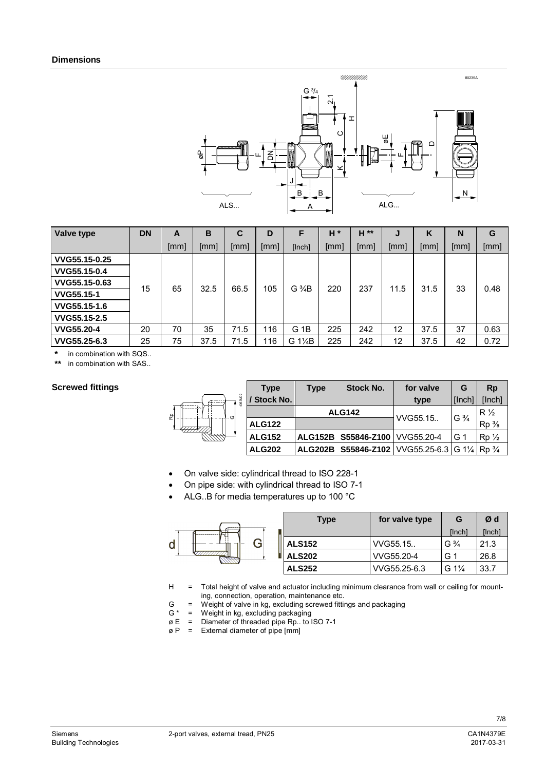## Dimensions

| Valve type | DN | A | B | C | D | F | H * | H ** | J | K | N | G |
|---|---|---|---|---|---|---|---|---|---|---|---|---|
| | | [mm] | [mm] | [mm] | [mm] | [Inch] | [mm] | [mm] | [mm] | [mm] | [mm] | [mm] |
| VVG55.15-0.25 | 15 | 65 | 32.5 | 66.5 | 105 | G ¾B | 220 | 237 | 11.5 | 31.5 | 33 | 0.48 |
| VVG55.15-0.4 | | | | | | | | | | | | |
| VVG55.15-0.63 | | | | | | | | | | | | |
| VVG55.15-1 | | | | | | | | | | | | |
| VVG55.15-1.6 | | | | | | | | | | | | |
| VVG55.15-2.5 | | | | | | | | | | | | |
| VVG55.20-4 | 20 | 70 | 35 | 71.5 | 116 | G 1B | 225 | 242 | 12 | 37.5 | 37 | 0.63 |
| VVG55.25-6.3 | 25 | 75 | 37.5 | 71.5 | 116 | G 1¼B | 225 | 242 | 12 | 37.5 | 42 | 0.72 |

\* in combination with SQS..

** in combination with SAS..

### Screwed fittings

| Type / Stock No. | Type | Stock No. | for valve type | G [Inch] | Rp [Inch] |
|---|---|---|---|---|---|
| | ALG142 | | VVG55.15.. | G ¾ | R ½ |
| ALG122 | | | | | Rp ⅜ |
| ALG152 | ALG152B | S55846-Z100 | VVG55.20-4 | G 1 | Rp ½ |
| ALG202 | ALG202B | S55846-Z102 | VVG55.25-6.3 | G 1¼ | Rp ¾ |

- On valve side: cylindrical thread to ISO 228-1
- On pipe side: with cylindrical thread to ISO 7-1
- ALG..B for media temperatures up to 100 °C

| Type | for valve type | G [Inch] | Ø d [Inch] |
|---|---|---|---|
| ALS152 | VVG55.15.. | G ¾ | 21.3 |
| ALS202 | VVG55.20-4 | G 1 | 26.8 |
| ALS252 | VVG55.25-6.3 | G 1¼ | 33.7 |

H = Total height of valve and actuator including minimum clearance from wall or ceiling for mounting, connection, operation, maintenance etc.

G = Weight of valve in kg, excluding screwed fittings and packaging

G * = Weight in kg, excluding packaging

ø E = Diameter of threaded pipe Rp.. to ISO 7-1

ø P = External diameter of pipe [mm]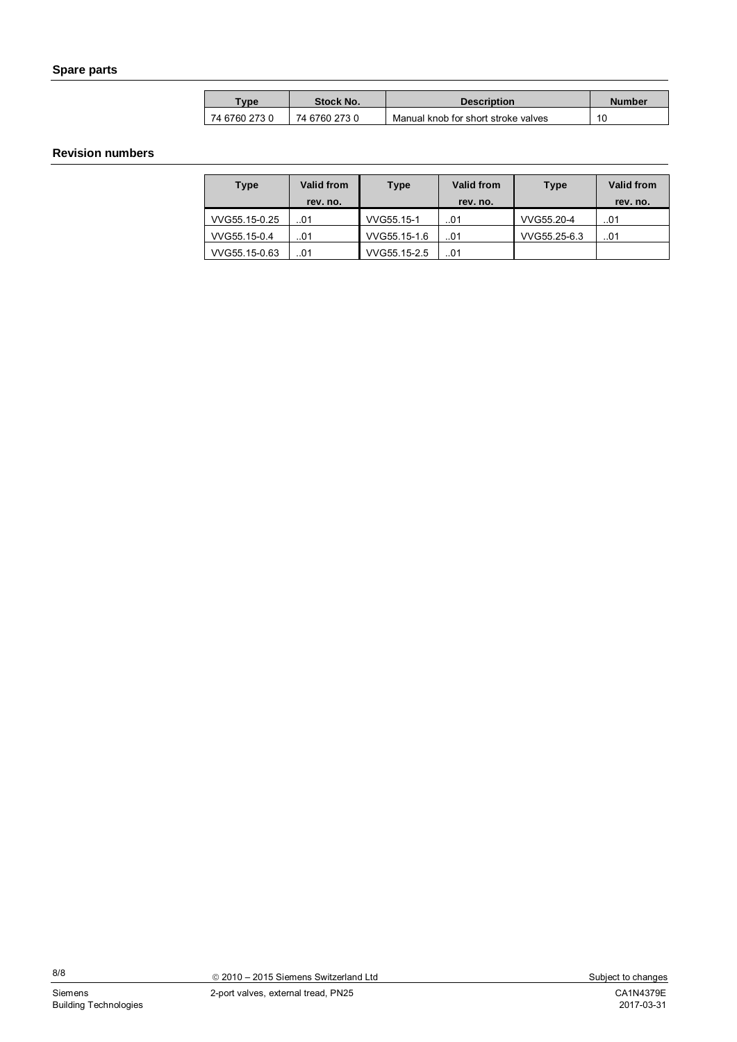## Spare parts

| Type | Stock No. | Description | Number |
| --- | --- | --- | --- |
| 74 6760 273 0 | 74 6760 273 0 | Manual knob for short stroke valves | 10 |

## Revision numbers

| Type | Valid from rev. no. | Type | Valid from rev. no. | Type | Valid from rev. no. |
| --- | --- | --- | --- | --- | --- |
| VVG55.15-0.25 | ..01 | VVG55.15-1 | ..01 | VVG55.20-4 | ..01 |
| VVG55.15-0.4 | ..01 | VVG55.15-1.6 | ..01 | VVG55.25-6.3 | ..01 |
| VVG55.15-0.63 | ..01 | VVG55.15-2.5 | ..01 | | |